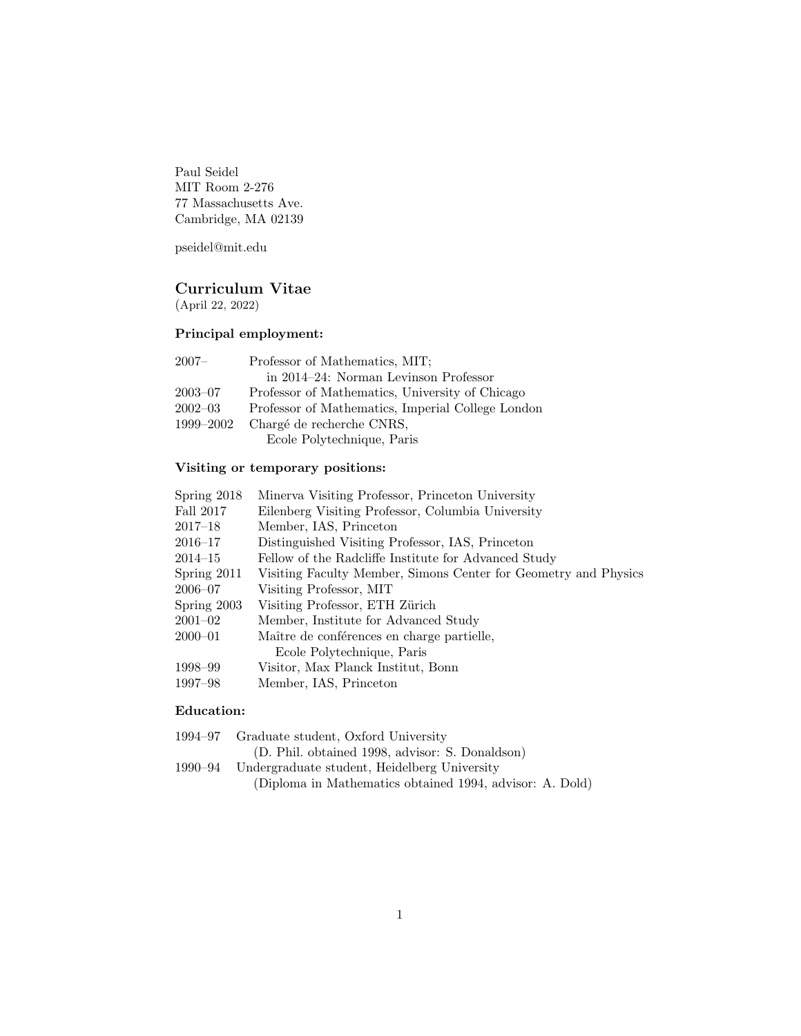Paul Seidel
MIT Room 2-276
77 Massachusetts Ave.
Cambridge, MA 02139

pseidel@mit.edu

## Curriculum Vitae

(April 22, 2022)

### Principal employment:

| | |
|---|---|
| 2007– | Professor of Mathematics, MIT; in 2014–24: Norman Levinson Professor |
| 2003–07 | Professor of Mathematics, University of Chicago |
| 2002–03 | Professor of Mathematics, Imperial College London |
| 1999–2002 | Chargé de recherche CNRS, Ecole Polytechnique, Paris |

### Visiting or temporary positions:

| | |
|---|---|
| Spring 2018 | Minerva Visiting Professor, Princeton University |
| Fall 2017 | Eilenberg Visiting Professor, Columbia University |
| 2017–18 | Member, IAS, Princeton |
| 2016–17 | Distinguished Visiting Professor, IAS, Princeton |
| 2014–15 | Fellow of the Radcliffe Institute for Advanced Study |
| Spring 2011 | Visiting Faculty Member, Simons Center for Geometry and Physics |
| 2006–07 | Visiting Professor, MIT |
| Spring 2003 | Visiting Professor, ETH Zürich |
| 2001–02 | Member, Institute for Advanced Study |
| 2000–01 | Maître de conférences en charge partielle, Ecole Polytechnique, Paris |
| 1998–99 | Visitor, Max Planck Institut, Bonn |
| 1997–98 | Member, IAS, Princeton |

### Education:

| | |
|---|---|
| 1994–97 | Graduate student, Oxford University (D. Phil. obtained 1998, advisor: S. Donaldson) |
| 1990–94 | Undergraduate student, Heidelberg University (Diploma in Mathematics obtained 1994, advisor: A. Dold) |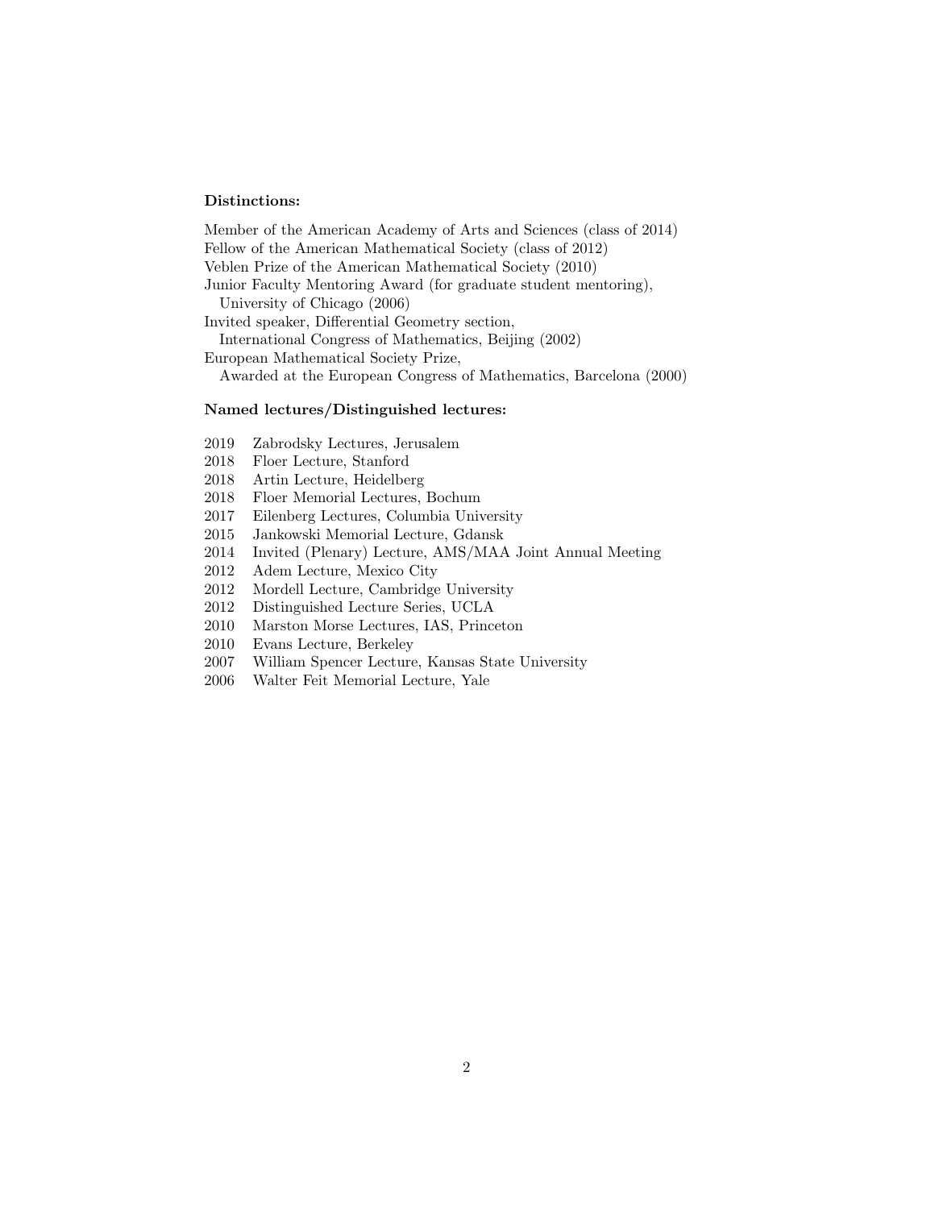**Distinctions:**

Member of the American Academy of Arts and Sciences (class of 2014)
Fellow of the American Mathematical Society (class of 2012)
Veblen Prize of the American Mathematical Society (2010)
Junior Faculty Mentoring Award (for graduate student mentoring),
  University of Chicago (2006)
Invited speaker, Differential Geometry section,
  International Congress of Mathematics, Beijing (2002)
European Mathematical Society Prize,
  Awarded at the European Congress of Mathematics, Barcelona (2000)

**Named lectures/Distinguished lectures:**

2019 Zabrodsky Lectures, Jerusalem
2018 Floer Lecture, Stanford
2018 Artin Lecture, Heidelberg
2018 Floer Memorial Lectures, Bochum
2017 Eilenberg Lectures, Columbia University
2015 Jankowski Memorial Lecture, Gdansk
2014 Invited (Plenary) Lecture, AMS/MAA Joint Annual Meeting
2012 Adem Lecture, Mexico City
2012 Mordell Lecture, Cambridge University
2012 Distinguished Lecture Series, UCLA
2010 Marston Morse Lectures, IAS, Princeton
2010 Evans Lecture, Berkeley
2007 William Spencer Lecture, Kansas State University
2006 Walter Feit Memorial Lecture, Yale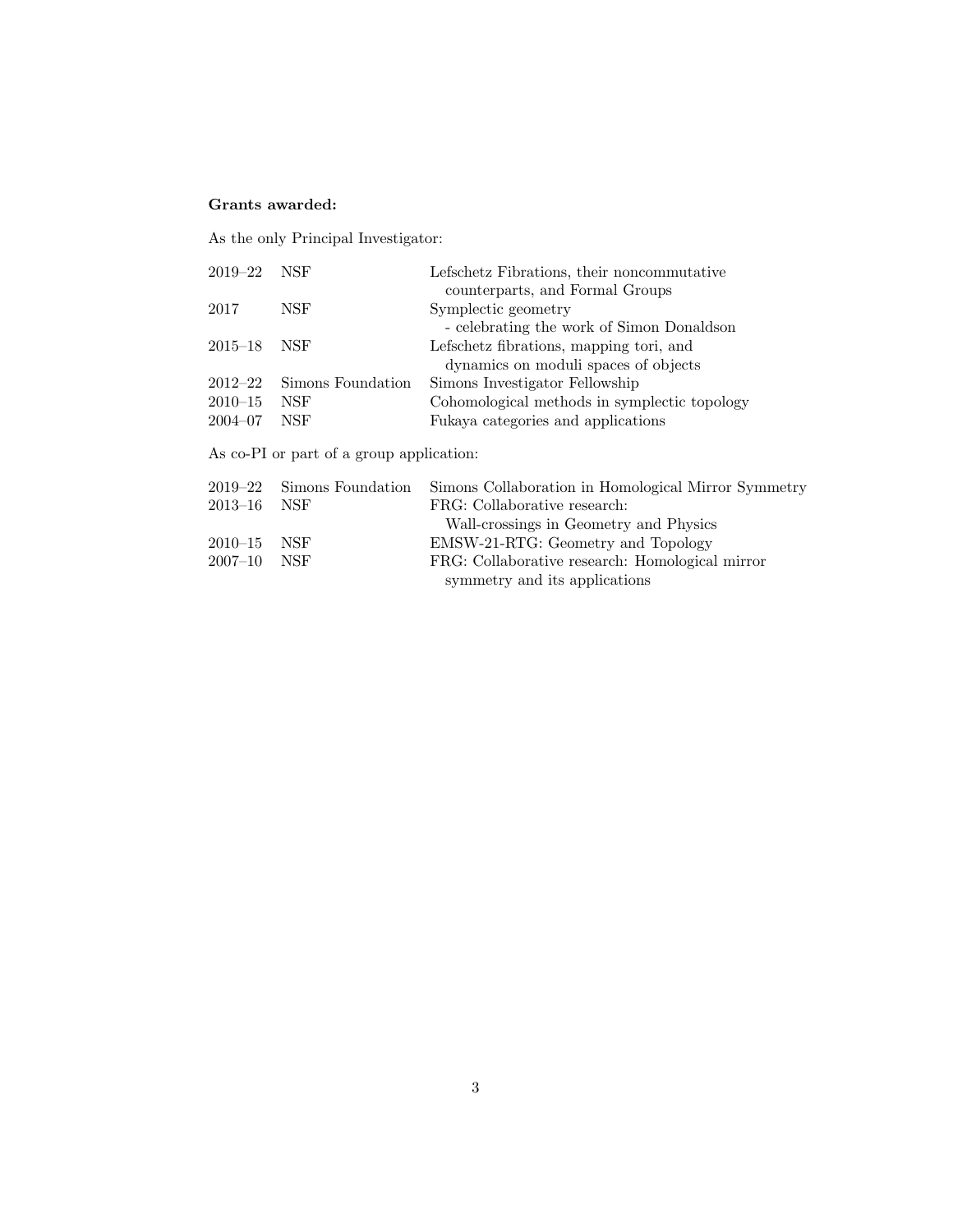**Grants awarded:**

As the only Principal Investigator:

| | | |
|---|---|---|
| 2019–22 | NSF | Lefschetz Fibrations, their noncommutative counterparts, and Formal Groups |
| 2017 | NSF | Symplectic geometry - celebrating the work of Simon Donaldson |
| 2015–18 | NSF | Lefschetz fibrations, mapping tori, and dynamics on moduli spaces of objects |
| 2012–22 | Simons Foundation | Simons Investigator Fellowship |
| 2010–15 | NSF | Cohomological methods in symplectic topology |
| 2004–07 | NSF | Fukaya categories and applications |

As co-PI or part of a group application:

| | | |
|---|---|---|
| 2019–22 | Simons Foundation | Simons Collaboration in Homological Mirror Symmetry |
| 2013–16 | NSF | FRG: Collaborative research: Wall-crossings in Geometry and Physics |
| 2010–15 | NSF | EMSW-21-RTG: Geometry and Topology |
| 2007–10 | NSF | FRG: Collaborative research: Homological mirror symmetry and its applications |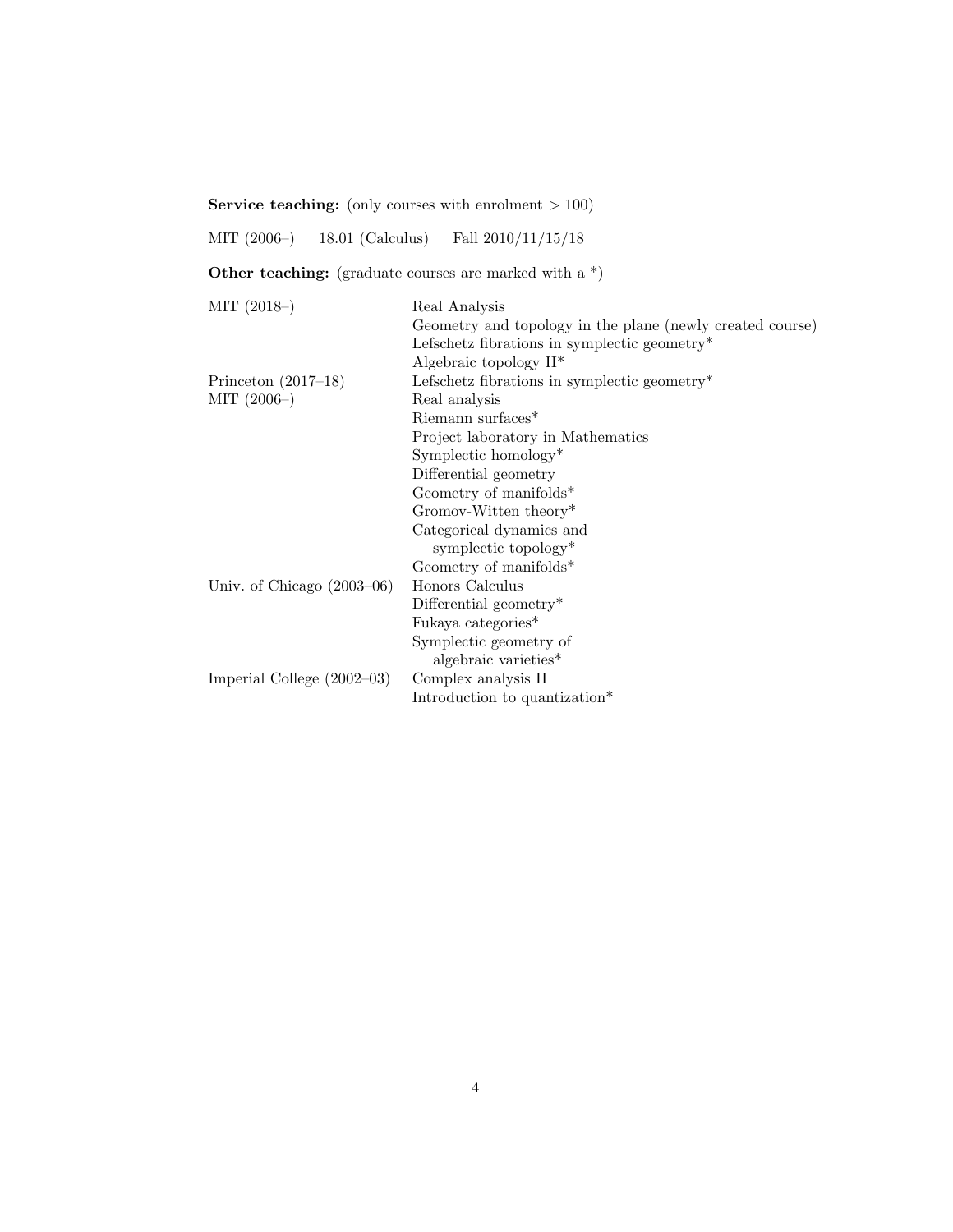**Service teaching:** (only courses with enrolment $> 100$)

MIT (2006–) 18.01 (Calculus) Fall 2010/11/15/18

**Other teaching:** (graduate courses are marked with a *)

| | |
|---|---|
| MIT (2018–) | Real Analysis |
| | Geometry and topology in the plane (newly created course) |
| | Lefschetz fibrations in symplectic geometry* |
| | Algebraic topology II* |
| Princeton (2017–18) | Lefschetz fibrations in symplectic geometry* |
| MIT (2006–) | Real analysis |
| | Riemann surfaces* |
| | Project laboratory in Mathematics |
| | Symplectic homology* |
| | Differential geometry |
| | Geometry of manifolds* |
| | Gromov-Witten theory* |
| | Categorical dynamics and symplectic topology* |
| | Geometry of manifolds* |
| Univ. of Chicago (2003–06) | Honors Calculus |
| | Differential geometry* |
| | Fukaya categories* |
| | Symplectic geometry of algebraic varieties* |
| Imperial College (2002–03) | Complex analysis II |
| | Introduction to quantization* |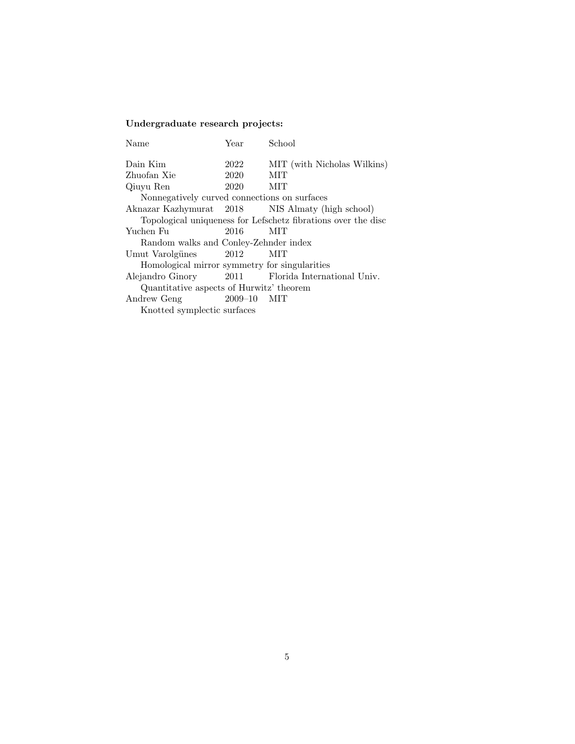**Undergraduate research projects:**

| Name | Year | School |
|---|---|---|
| Dain Kim | 2022 | MIT (with Nicholas Wilkins) |
| Zhuofan Xie | 2020 | MIT |
| Qiuyu Ren | 2020 | MIT |
| Nonnegatively curved connections on surfaces | | |
| Aknazar Kazhymurat | 2018 | NIS Almaty (high school) |
| Topological uniqueness for Lefschetz fibrations over the disc | | |
| Yuchen Fu | 2016 | MIT |
| Random walks and Conley-Zehnder index | | |
| Umut Varolgünes | 2012 | MIT |
| Homological mirror symmetry for singularities | | |
| Alejandro Ginory | 2011 | Florida International Univ. |
| Quantitative aspects of Hurwitz' theorem | | |
| Andrew Geng | 2009–10 | MIT |
| Knotted symplectic surfaces | | |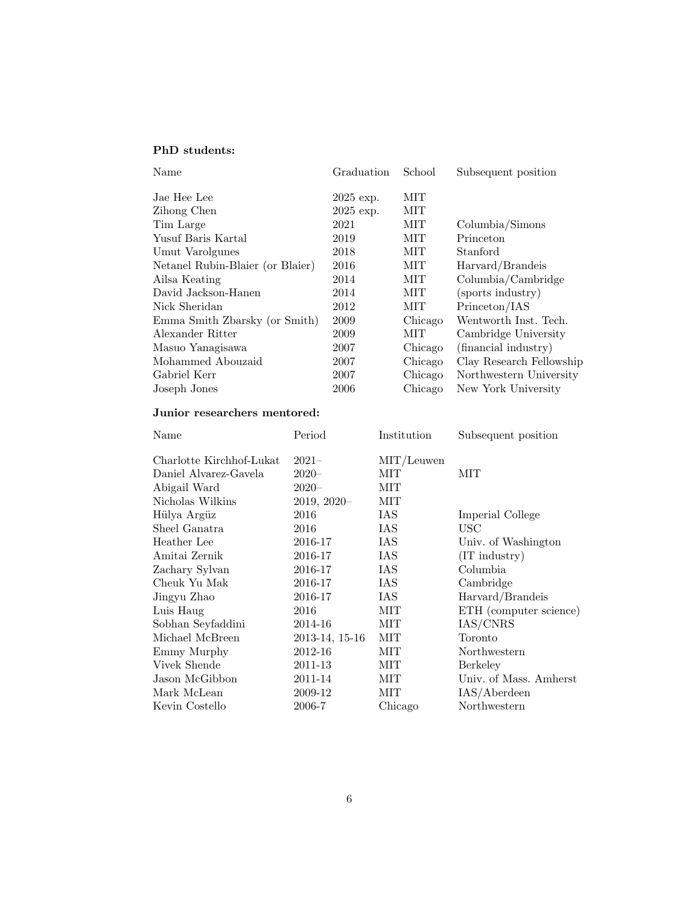**PhD students:**

| Name | Graduation | School | Subsequent position |
|---|---|---|---|
| Jae Hee Lee | 2025 exp. | MIT | |
| Zihong Chen | 2025 exp. | MIT | |
| Tim Large | 2021 | MIT | Columbia/Simons |
| Yusuf Baris Kartal | 2019 | MIT | Princeton |
| Umut Varolgunes | 2018 | MIT | Stanford |
| Netanel Rubin-Blaier (or Blaier) | 2016 | MIT | Harvard/Brandeis |
| Ailsa Keating | 2014 | MIT | Columbia/Cambridge |
| David Jackson-Hanen | 2014 | MIT | (sports industry) |
| Nick Sheridan | 2012 | MIT | Princeton/IAS |
| Emma Smith Zbarsky (or Smith) | 2009 | Chicago | Wentworth Inst. Tech. |
| Alexander Ritter | 2009 | MIT | Cambridge University |
| Masuo Yanagisawa | 2007 | Chicago | (financial industry) |
| Mohammed Abouzaid | 2007 | Chicago | Clay Research Fellowship |
| Gabriel Kerr | 2007 | Chicago | Northwestern University |
| Joseph Jones | 2006 | Chicago | New York University |

**Junior researchers mentored:**

| Name | Period | Institution | Subsequent position |
|---|---|---|---|
| Charlotte Kirchhof-Lukat | 2021– | MIT/Leuwen | |
| Daniel Alvarez-Gavela | 2020– | MIT | MIT |
| Abigail Ward | 2020– | MIT | |
| Nicholas Wilkins | 2019, 2020– | MIT | |
| Hülya Argüz | 2016 | IAS | Imperial College |
| Sheel Ganatra | 2016 | IAS | USC |
| Heather Lee | 2016-17 | IAS | Univ. of Washington |
| Amitai Zernik | 2016-17 | IAS | (IT industry) |
| Zachary Sylvan | 2016-17 | IAS | Columbia |
| Cheuk Yu Mak | 2016-17 | IAS | Cambridge |
| Jingyu Zhao | 2016-17 | IAS | Harvard/Brandeis |
| Luis Haug | 2016 | MIT | ETH (computer science) |
| Sobhan Seyfaddini | 2014-16 | MIT | IAS/CNRS |
| Michael McBreen | 2013-14, 15-16 | MIT | Toronto |
| Emmy Murphy | 2012-16 | MIT | Northwestern |
| Vivek Shende | 2011-13 | MIT | Berkeley |
| Jason McGibbon | 2011-14 | MIT | Univ. of Mass. Amherst |
| Mark McLean | 2009-12 | MIT | IAS/Aberdeen |
| Kevin Costello | 2006-7 | Chicago | Northwestern |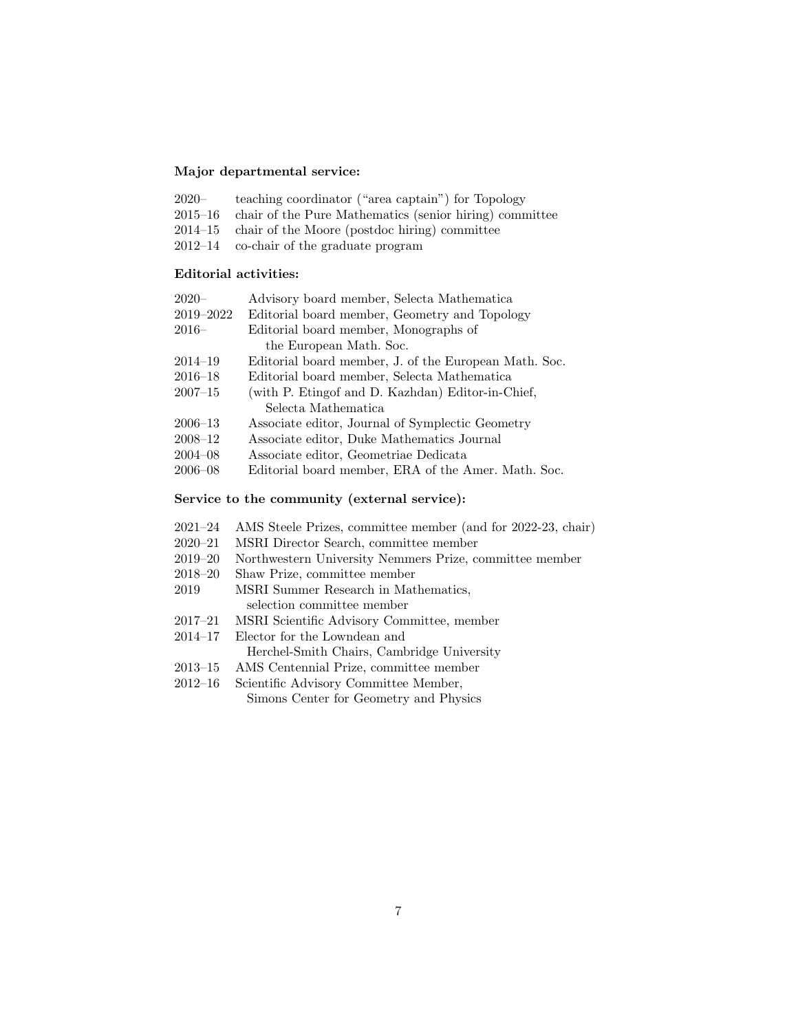**Major departmental service:**

2020– teaching coordinator ("area captain") for Topology
2015–16 chair of the Pure Mathematics (senior hiring) committee
2014–15 chair of the Moore (postdoc hiring) committee
2012–14 co-chair of the graduate program

**Editorial activities:**

2020– Advisory board member, Selecta Mathematica
2019–2022 Editorial board member, Geometry and Topology
2016– Editorial board member, Monographs of the European Math. Soc.
2014–19 Editorial board member, J. of the European Math. Soc.
2016–18 Editorial board member, Selecta Mathematica
2007–15 (with P. Etingof and D. Kazhdan) Editor-in-Chief, Selecta Mathematica
2006–13 Associate editor, Journal of Symplectic Geometry
2008–12 Associate editor, Duke Mathematics Journal
2004–08 Associate editor, Geometriae Dedicata
2006–08 Editorial board member, ERA of the Amer. Math. Soc.

**Service to the community (external service):**

2021–24 AMS Steele Prizes, committee member (and for 2022-23, chair)
2020–21 MSRI Director Search, committee member
2019–20 Northwestern University Nemmers Prize, committee member
2018–20 Shaw Prize, committee member
2019 MSRI Summer Research in Mathematics, selection committee member
2017–21 MSRI Scientific Advisory Committee, member
2014–17 Elector for the Lowndean and Herchel-Smith Chairs, Cambridge University
2013–15 AMS Centennial Prize, committee member
2012–16 Scientific Advisory Committee Member, Simons Center for Geometry and Physics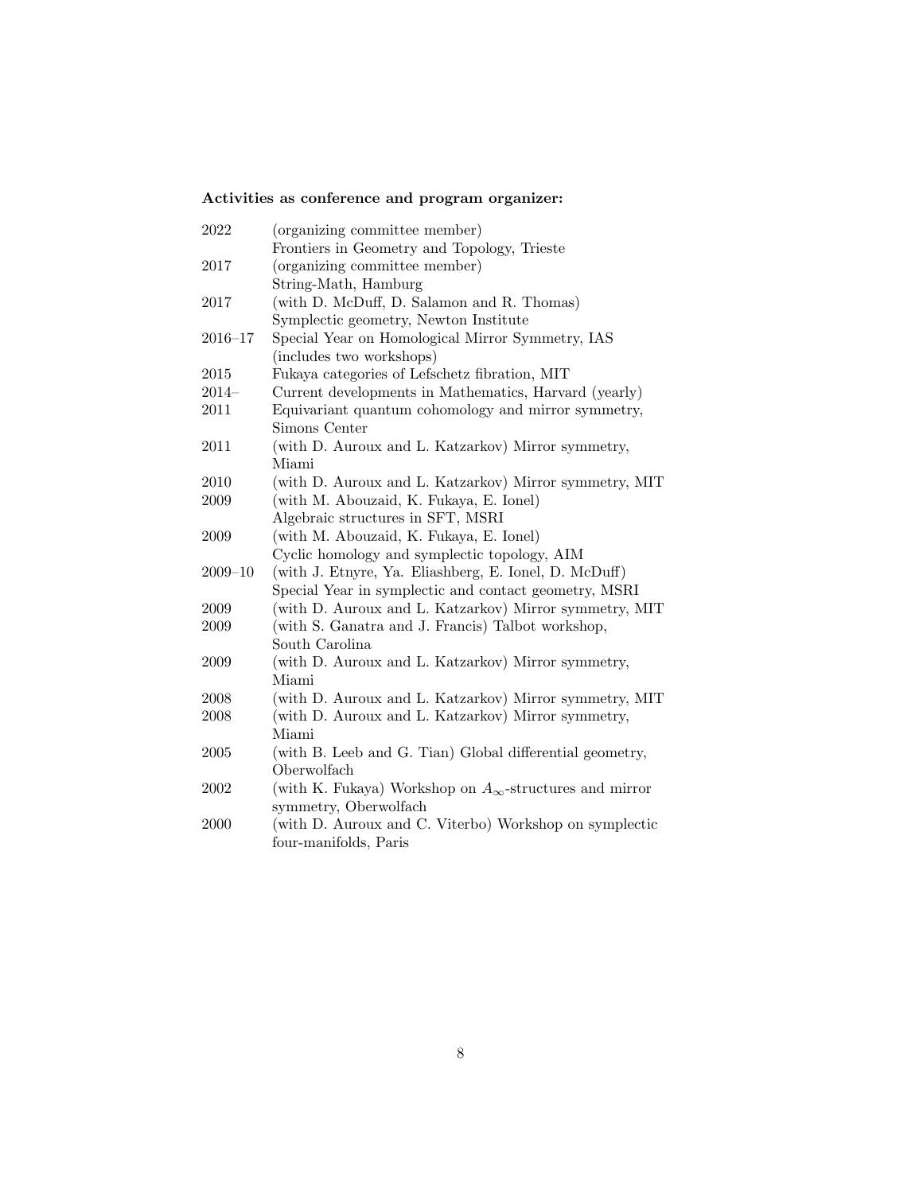**Activities as conference and program organizer:**

| | |
|---|---|
| 2022 | (organizing committee member) Frontiers in Geometry and Topology, Trieste |
| 2017 | (organizing committee member) String-Math, Hamburg |
| 2017 | (with D. McDuff, D. Salamon and R. Thomas) Symplectic geometry, Newton Institute |
| 2016–17 | Special Year on Homological Mirror Symmetry, IAS (includes two workshops) |
| 2015 | Fukaya categories of Lefschetz fibration, MIT |
| 2014– | Current developments in Mathematics, Harvard (yearly) |
| 2011 | Equivariant quantum cohomology and mirror symmetry, Simons Center |
| 2011 | (with D. Auroux and L. Katzarkov) Mirror symmetry, Miami |
| 2010 | (with D. Auroux and L. Katzarkov) Mirror symmetry, MIT |
| 2009 | (with M. Abouzaid, K. Fukaya, E. Ionel) Algebraic structures in SFT, MSRI |
| 2009 | (with M. Abouzaid, K. Fukaya, E. Ionel) Cyclic homology and symplectic topology, AIM |
| 2009–10 | (with J. Etnyre, Ya. Eliashberg, E. Ionel, D. McDuff) Special Year in symplectic and contact geometry, MSRI |
| 2009 | (with D. Auroux and L. Katzarkov) Mirror symmetry, MIT |
| 2009 | (with S. Ganatra and J. Francis) Talbot workshop, South Carolina |
| 2009 | (with D. Auroux and L. Katzarkov) Mirror symmetry, Miami |
| 2008 | (with D. Auroux and L. Katzarkov) Mirror symmetry, MIT |
| 2008 | (with D. Auroux and L. Katzarkov) Mirror symmetry, Miami |
| 2005 | (with B. Leeb and G. Tian) Global differential geometry, Oberwolfach |
| 2002 | (with K. Fukaya) Workshop on $A_\infty$-structures and mirror symmetry, Oberwolfach |
| 2000 | (with D. Auroux and C. Viterbo) Workshop on symplectic four-manifolds, Paris |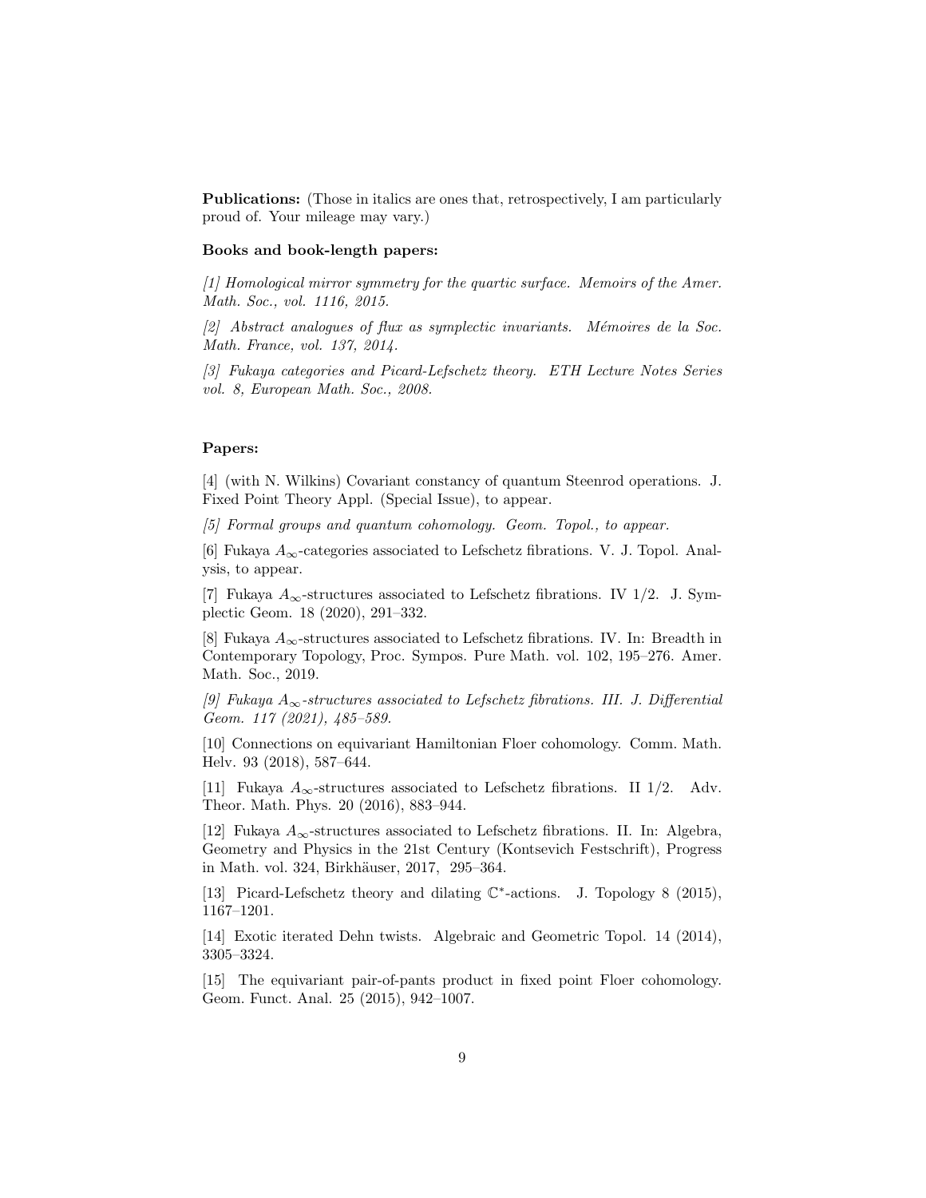**Publications:** (Those in italics are ones that, retrospectively, I am particularly proud of. Your mileage may vary.)

**Books and book-length papers:**

*[1] Homological mirror symmetry for the quartic surface. Memoirs of the Amer. Math. Soc., vol. 1116, 2015.*

*[2] Abstract analogues of flux as symplectic invariants. Mémoires de la Soc. Math. France, vol. 137, 2014.*

*[3] Fukaya categories and Picard-Lefschetz theory. ETH Lecture Notes Series vol. 8, European Math. Soc., 2008.*

**Papers:**

[4] (with N. Wilkins) Covariant constancy of quantum Steenrod operations. J. Fixed Point Theory Appl. (Special Issue), to appear.

*[5] Formal groups and quantum cohomology. Geom. Topol., to appear.*

[6] Fukaya $A_\infty$-categories associated to Lefschetz fibrations. V. J. Topol. Analysis, to appear.

[7] Fukaya $A_\infty$-structures associated to Lefschetz fibrations. IV 1/2. J. Symplectic Geom. 18 (2020), 291–332.

[8] Fukaya $A_\infty$-structures associated to Lefschetz fibrations. IV. In: Breadth in Contemporary Topology, Proc. Sympos. Pure Math. vol. 102, 195–276. Amer. Math. Soc., 2019.

*[9] Fukaya $A_\infty$-structures associated to Lefschetz fibrations. III. J. Differential Geom. 117 (2021), 485–589.*

[10] Connections on equivariant Hamiltonian Floer cohomology. Comm. Math. Helv. 93 (2018), 587–644.

[11] Fukaya $A_\infty$-structures associated to Lefschetz fibrations. II 1/2. Adv. Theor. Math. Phys. 20 (2016), 883–944.

[12] Fukaya $A_\infty$-structures associated to Lefschetz fibrations. II. In: Algebra, Geometry and Physics in the 21st Century (Kontsevich Festschrift), Progress in Math. vol. 324, Birkhäuser, 2017, 295–364.

[13] Picard-Lefschetz theory and dilating $\mathbb{C}^*$-actions. J. Topology 8 (2015), 1167–1201.

[14] Exotic iterated Dehn twists. Algebraic and Geometric Topol. 14 (2014), 3305–3324.

[15] The equivariant pair-of-pants product in fixed point Floer cohomology. Geom. Funct. Anal. 25 (2015), 942–1007.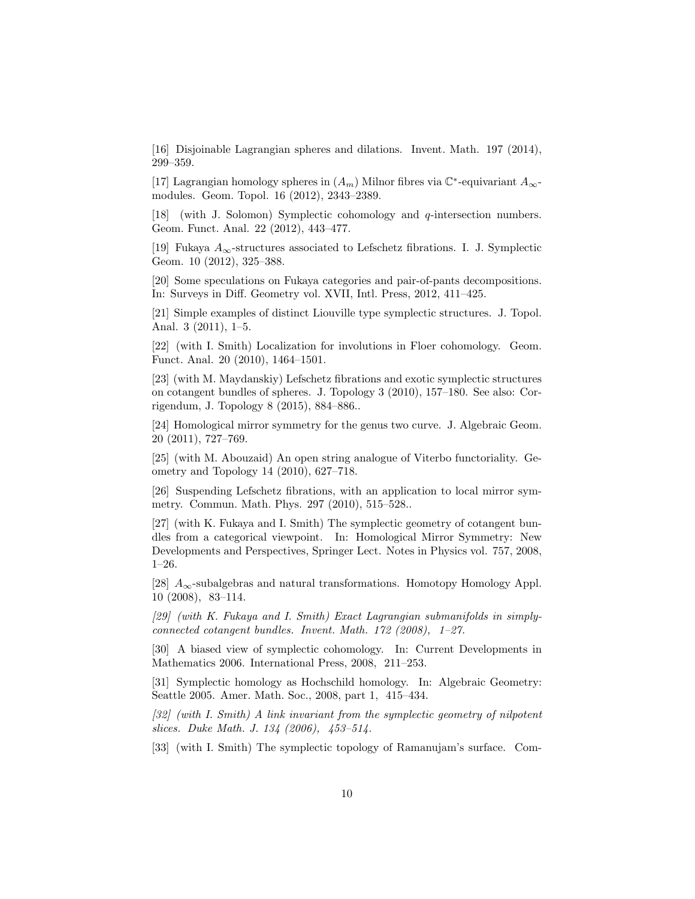[16] Disjoinable Lagrangian spheres and dilations. Invent. Math. 197 (2014), 299–359.

[17] Lagrangian homology spheres in $(A_m)$ Milnor fibres via $\mathbb{C}^*$-equivariant $A_\infty$-modules. Geom. Topol. 16 (2012), 2343–2389.

[18] (with J. Solomon) Symplectic cohomology and $q$-intersection numbers. Geom. Funct. Anal. 22 (2012), 443–477.

[19] Fukaya $A_\infty$-structures associated to Lefschetz fibrations. I. J. Symplectic Geom. 10 (2012), 325–388.

[20] Some speculations on Fukaya categories and pair-of-pants decompositions. In: Surveys in Diff. Geometry vol. XVII, Intl. Press, 2012, 411–425.

[21] Simple examples of distinct Liouville type symplectic structures. J. Topol. Anal. 3 (2011), 1–5.

[22] (with I. Smith) Localization for involutions in Floer cohomology. Geom. Funct. Anal. 20 (2010), 1464–1501.

[23] (with M. Maydanskiy) Lefschetz fibrations and exotic symplectic structures on cotangent bundles of spheres. J. Topology 3 (2010), 157–180. See also: Corrigendum, J. Topology 8 (2015), 884–886..

[24] Homological mirror symmetry for the genus two curve. J. Algebraic Geom. 20 (2011), 727–769.

[25] (with M. Abouzaid) An open string analogue of Viterbo functoriality. Geometry and Topology 14 (2010), 627–718.

[26] Suspending Lefschetz fibrations, with an application to local mirror symmetry. Commun. Math. Phys. 297 (2010), 515–528..

[27] (with K. Fukaya and I. Smith) The symplectic geometry of cotangent bundles from a categorical viewpoint. In: Homological Mirror Symmetry: New Developments and Perspectives, Springer Lect. Notes in Physics vol. 757, 2008, 1–26.

[28] $A_\infty$-subalgebras and natural transformations. Homotopy Homology Appl. 10 (2008), 83–114.

*[29] (with K. Fukaya and I. Smith) Exact Lagrangian submanifolds in simply-connected cotangent bundles. Invent. Math. 172 (2008), 1–27.*

[30] A biased view of symplectic cohomology. In: Current Developments in Mathematics 2006. International Press, 2008, 211–253.

[31] Symplectic homology as Hochschild homology. In: Algebraic Geometry: Seattle 2005. Amer. Math. Soc., 2008, part 1, 415–434.

*[32] (with I. Smith) A link invariant from the symplectic geometry of nilpotent slices. Duke Math. J. 134 (2006), 453–514.*

[33] (with I. Smith) The symplectic topology of Ramanujam's surface. Com-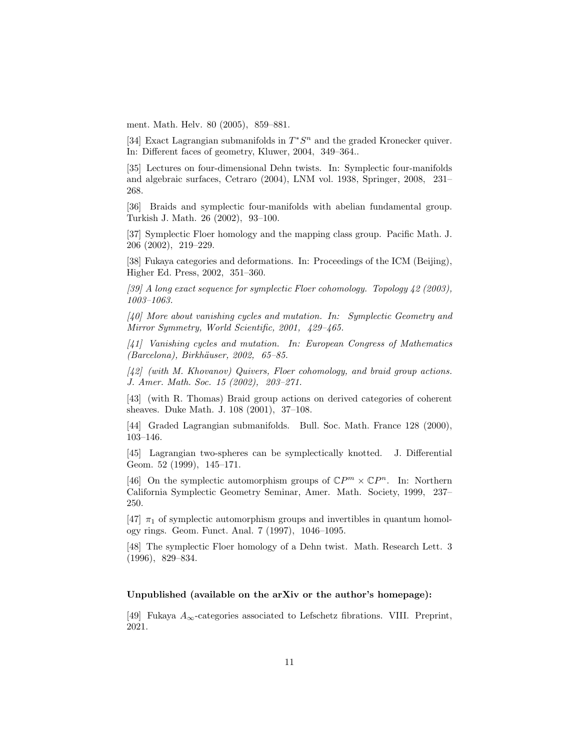ment. Math. Helv. 80 (2005), 859–881.

[34] Exact Lagrangian submanifolds in $T^*S^n$ and the graded Kronecker quiver. In: Different faces of geometry, Kluwer, 2004, 349–364..

[35] Lectures on four-dimensional Dehn twists. In: Symplectic four-manifolds and algebraic surfaces, Cetraro (2004), LNM vol. 1938, Springer, 2008, 231–268.

[36] Braids and symplectic four-manifolds with abelian fundamental group. Turkish J. Math. 26 (2002), 93–100.

[37] Symplectic Floer homology and the mapping class group. Pacific Math. J. 206 (2002), 219–229.

[38] Fukaya categories and deformations. In: Proceedings of the ICM (Beijing), Higher Ed. Press, 2002, 351–360.

*[39] A long exact sequence for symplectic Floer cohomology. Topology 42 (2003), 1003–1063.*

*[40] More about vanishing cycles and mutation. In: Symplectic Geometry and Mirror Symmetry, World Scientific, 2001, 429–465.*

*[41] Vanishing cycles and mutation. In: European Congress of Mathematics (Barcelona), Birkhäuser, 2002, 65–85.*

*[42] (with M. Khovanov) Quivers, Floer cohomology, and braid group actions. J. Amer. Math. Soc. 15 (2002), 203–271.*

[43] (with R. Thomas) Braid group actions on derived categories of coherent sheaves. Duke Math. J. 108 (2001), 37–108.

[44] Graded Lagrangian submanifolds. Bull. Soc. Math. France 128 (2000), 103–146.

[45] Lagrangian two-spheres can be symplectically knotted. J. Differential Geom. 52 (1999), 145–171.

[46] On the symplectic automorphism groups of $\mathbb{C}P^m \times \mathbb{C}P^n$. In: Northern California Symplectic Geometry Seminar, Amer. Math. Society, 1999, 237–250.

[47] $\pi_1$ of symplectic automorphism groups and invertibles in quantum homology rings. Geom. Funct. Anal. 7 (1997), 1046–1095.

[48] The symplectic Floer homology of a Dehn twist. Math. Research Lett. 3 (1996), 829–834.

**Unpublished (available on the arXiv or the author's homepage):**

[49] Fukaya $A_\infty$-categories associated to Lefschetz fibrations. VIII. Preprint, 2021.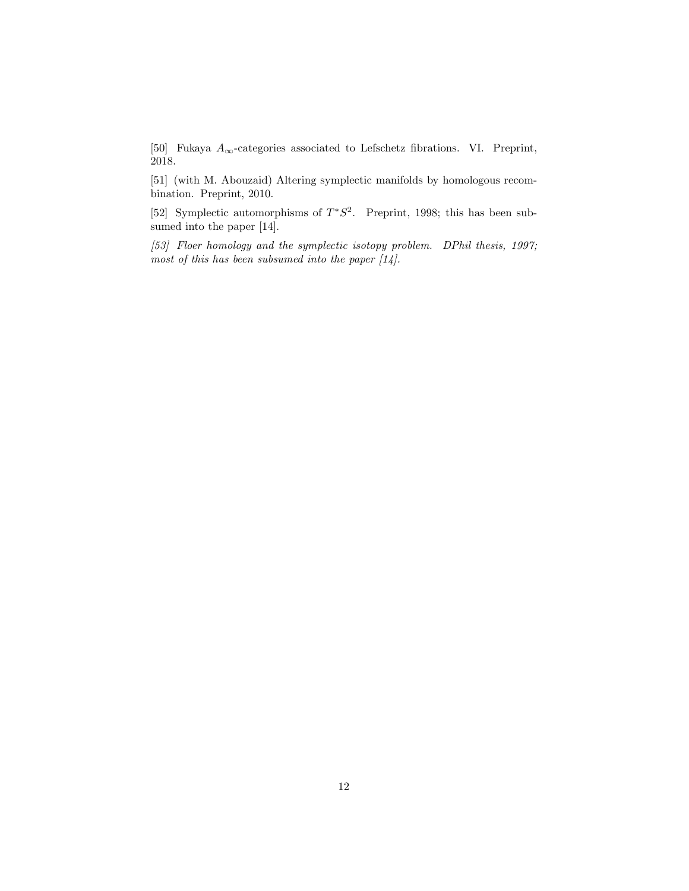[50] Fukaya $A_\infty$-categories associated to Lefschetz fibrations. VI. Preprint, 2018.

[51] (with M. Abouzaid) Altering symplectic manifolds by homologous recombination. Preprint, 2010.

[52] Symplectic automorphisms of $T^*S^2$. Preprint, 1998; this has been subsumed into the paper [14].

*[53] Floer homology and the symplectic isotopy problem. DPhil thesis, 1997; most of this has been subsumed into the paper [14].*